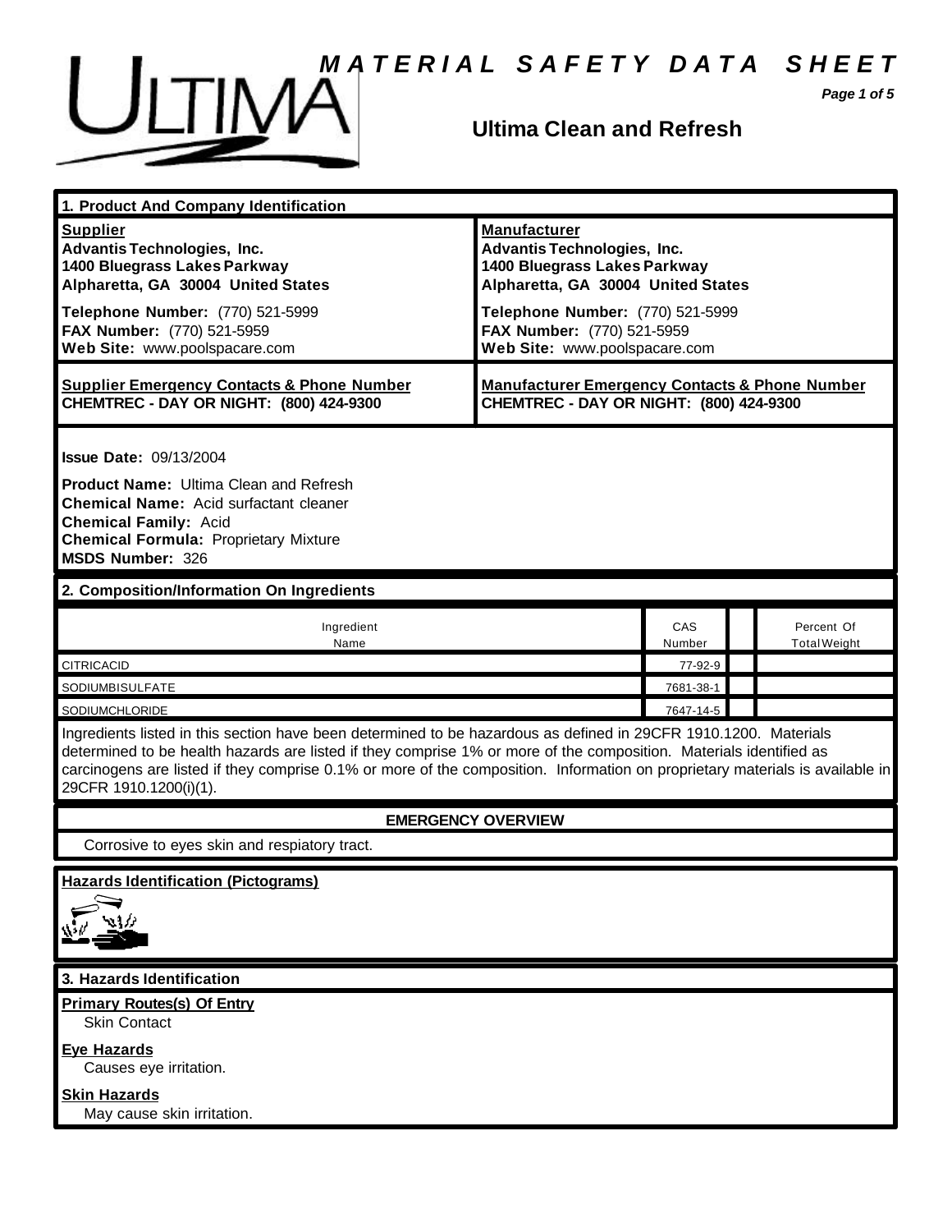# MATERIAL SAFETY DATA SHEET

## Ultima Clean and Refresh

### 1. Product And Company Identification

| **Supplier** | **Manufacturer** |
|---|---|
| **Advantis Technologies, Inc.** | **Advantis Technologies, Inc.** |
| **1400 Bluegrass Lakes Parkway** | **1400 Bluegrass Lakes Parkway** |
| **Alpharetta, GA 30004 United States** | **Alpharetta, GA 30004 United States** |
| **Telephone Number:** (770) 521-5999 | **Telephone Number:** (770) 521-5999 |
| **FAX Number:** (770) 521-5959 | **FAX Number:** (770) 521-5959 |
| **Web Site:** www.poolspacare.com | **Web Site:** www.poolspacare.com |

| **Supplier Emergency Contacts & Phone Number** | **Manufacturer Emergency Contacts & Phone Number** |
|---|---|
| **CHEMTREC - DAY OR NIGHT: (800) 424-9300** | **CHEMTREC - DAY OR NIGHT: (800) 424-9300** |

**Issue Date:** 09/13/2004

**Product Name:** Ultima Clean and Refresh
**Chemical Name:** Acid surfactant cleaner
**Chemical Family:** Acid
**Chemical Formula:** Proprietary Mixture
**MSDS Number:** 326

### 2. Composition/Information On Ingredients

| Ingredient Name | CAS Number | | Percent Of Total Weight |
|---|---|---|---|
| CITRICACID | 77-92-9 | | |
| SODIUMBISULFATE | 7681-38-1 | | |
| SODIUMCHLORIDE | 7647-14-5 | | |

Ingredients listed in this section have been determined to be hazardous as defined in 29CFR 1910.1200. Materials determined to be health hazards are listed if they comprise 1% or more of the composition. Materials identified as carcinogens are listed if they comprise 0.1% or more of the composition. Information on proprietary materials is available in 29CFR 1910.1200(i)(1).

**EMERGENCY OVERVIEW**

Corrosive to eyes skin and respiatory tract.

**Hazards Identification (Pictograms)**

### 3. Hazards Identification

**Primary Routes(s) Of Entry**
Skin Contact

**Eye Hazards**
Causes eye irritation.

**Skin Hazards**
May cause skin irritation.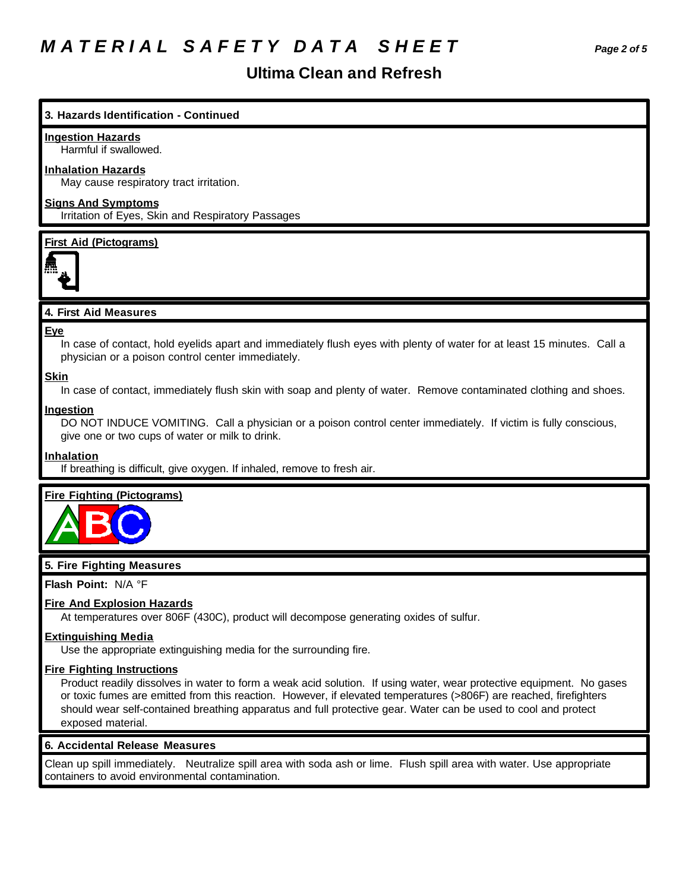# MATERIAL SAFETY DATA SHEET

## Ultima Clean and Refresh

### 3. Hazards Identification - Continued

**Ingestion Hazards**

Harmful if swallowed.

**Inhalation Hazards**

May cause respiratory tract irritation.

**Signs And Symptoms**

Irritation of Eyes, Skin and Respiratory Passages

**First Aid (Pictograms)**

### 4. First Aid Measures

**Eye**

In case of contact, hold eyelids apart and immediately flush eyes with plenty of water for at least 15 minutes. Call a physician or a poison control center immediately.

**Skin**

In case of contact, immediately flush skin with soap and plenty of water. Remove contaminated clothing and shoes.

**Ingestion**

DO NOT INDUCE VOMITING. Call a physician or a poison control center immediately. If victim is fully conscious, give one or two cups of water or milk to drink.

**Inhalation**

If breathing is difficult, give oxygen. If inhaled, remove to fresh air.

**Fire Fighting (Pictograms)**

### 5. Fire Fighting Measures

**Flash Point:** N/A °F

**Fire And Explosion Hazards**

At temperatures over 806F (430C), product will decompose generating oxides of sulfur.

**Extinguishing Media**

Use the appropriate extinguishing media for the surrounding fire.

**Fire Fighting Instructions**

Product readily dissolves in water to form a weak acid solution. If using water, wear protective equipment. No gases or toxic fumes are emitted from this reaction. However, if elevated temperatures (>806F) are reached, firefighters should wear self-contained breathing apparatus and full protective gear. Water can be used to cool and protect exposed material.

### 6. Accidental Release Measures

Clean up spill immediately. Neutralize spill area with soda ash or lime. Flush spill area with water. Use appropriate containers to avoid environmental contamination.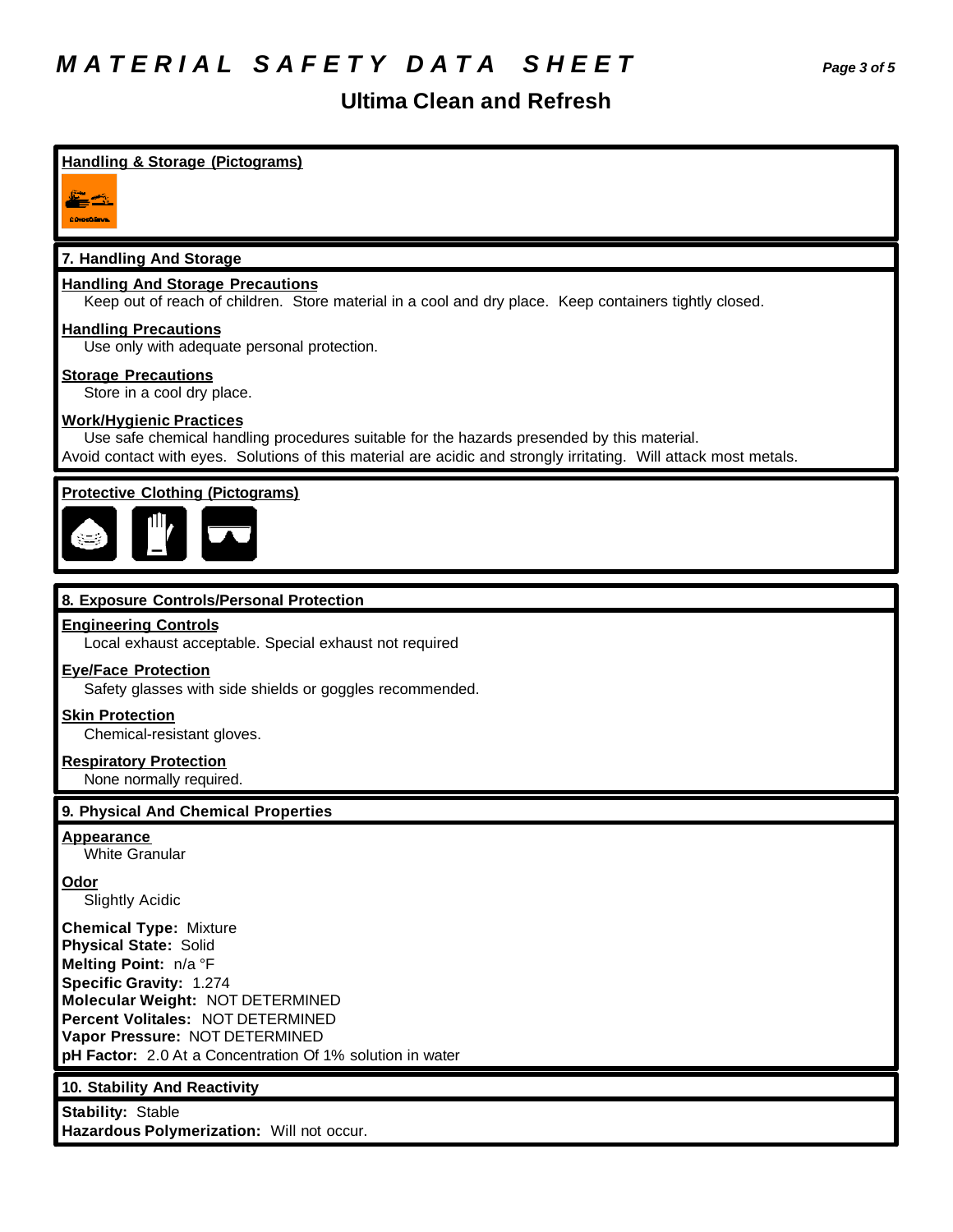# *MATERIAL SAFETY DATA SHEET*

## Ultima Clean and Refresh

**Handling & Storage (Pictograms)**

### 7. Handling And Storage

**Handling And Storage Precautions**
Keep out of reach of children. Store material in a cool and dry place. Keep containers tightly closed.

**Handling Precautions**
Use only with adequate personal protection.

**Storage Precautions**
Store in a cool dry place.

**Work/Hygienic Practices**
Use safe chemical handling procedures suitable for the hazards presended by this material.
Avoid contact with eyes. Solutions of this material are acidic and strongly irritating. Will attack most metals.

**Protective Clothing (Pictograms)**

### 8. Exposure Controls/Personal Protection

**Engineering Controls**
Local exhaust acceptable. Special exhaust not required

**Eye/Face Protection**
Safety glasses with side shields or goggles recommended.

**Skin Protection**
Chemical-resistant gloves.

**Respiratory Protection**
None normally required.

### 9. Physical And Chemical Properties

**Appearance**
White Granular

**Odor**
Slightly Acidic

**Chemical Type:** Mixture
**Physical State:** Solid
**Melting Point:** n/a °F
**Specific Gravity:** 1.274
**Molecular Weight:** NOT DETERMINED
**Percent Volitales:** NOT DETERMINED
**Vapor Pressure:** NOT DETERMINED
**pH Factor:** 2.0 At a Concentration Of 1% solution in water

### 10. Stability And Reactivity

**Stability:** Stable
**Hazardous Polymerization:** Will not occur.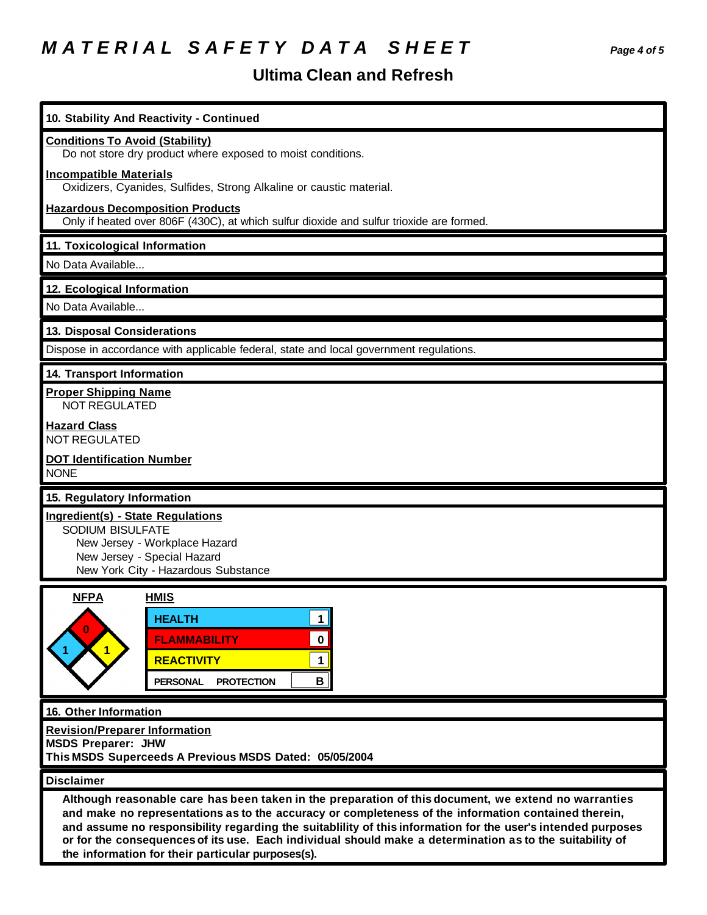# MATERIAL SAFETY DATA SHEET

## Ultima Clean and Refresh

### 10. Stability And Reactivity - Continued

**Conditions To Avoid (Stability)**
Do not store dry product where exposed to moist conditions.

**Incompatible Materials**
Oxidizers, Cyanides, Sulfides, Strong Alkaline or caustic material.

**Hazardous Decomposition Products**
Only if heated over 806F (430C), at which sulfur dioxide and sulfur trioxide are formed.

### 11. Toxicological Information

No Data Available...

### 12. Ecological Information

No Data Available...

### 13. Disposal Considerations

Dispose in accordance with applicable federal, state and local government regulations.

### 14. Transport Information

**Proper Shipping Name**
NOT REGULATED

**Hazard Class**
NOT REGULATED

**DOT Identification Number**
NONE

### 15. Regulatory Information

**Ingredient(s) - State Regulations**

SODIUM BISULFATE
- New Jersey - Workplace Hazard
- New Jersey - Special Hazard
- New York City - Hazardous Substance

**NFPA**

| Flammability | Health | Reactivity | Special |
|---|---|---|---|
| 0 | 1 | 1 | |

**HMIS**

| | |
|---|---|
| HEALTH | 1 |
| FLAMMABILITY | 0 |
| REACTIVITY | 1 |
| PERSONAL PROTECTION | B |

### 16. Other Information

**Revision/Preparer Information**
**MSDS Preparer: JHW**
**This MSDS Superceeds A Previous MSDS Dated: 05/05/2004**

### Disclaimer

**Although reasonable care has been taken in the preparation of this document, we extend no warranties and make no representations as to the accuracy or completeness of the information contained therein, and assume no responsibility regarding the suitablility of this information for the user's intended purposes or for the consequences of its use. Each individual should make a determination as to the suitability of the information for their particular purposes(s).**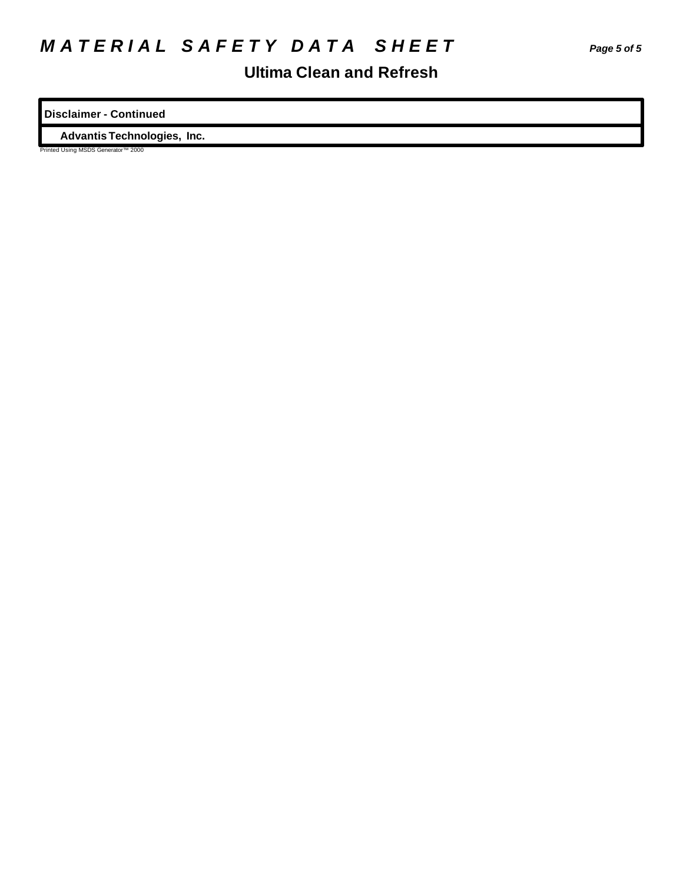**Disclaimer - Continued**

**Advantis Technologies, Inc.**

Printed Using MSDS Generator™ 2000